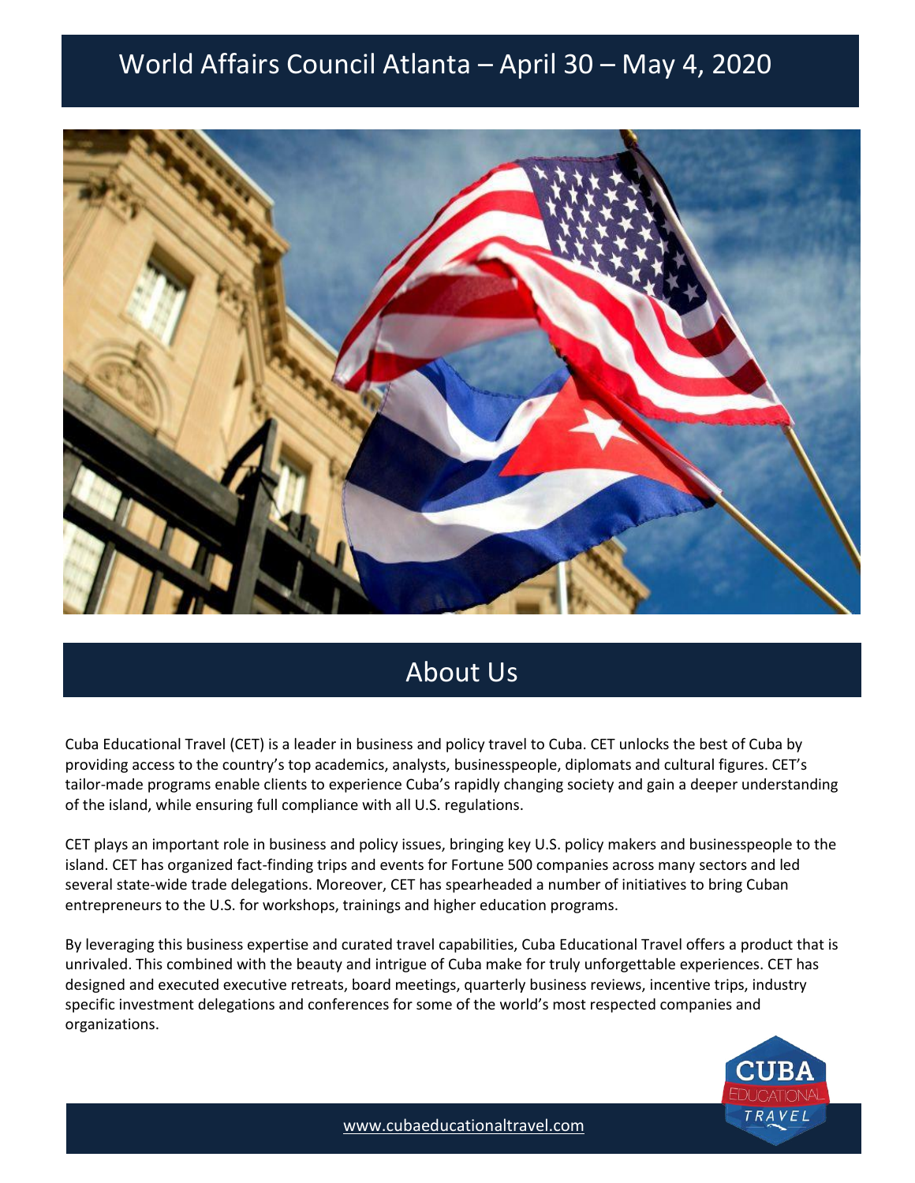# World Affairs Council Atlanta – April 30 – May 4, 2020

## About Us

Cuba Educational Travel (CET) is a leader in business and policy travel to Cuba. CET unlocks the best of Cuba by providing access to the country's top academics, analysts, businesspeople, diplomats and cultural figures. CET's tailor-made programs enable clients to experience Cuba's rapidly changing society and gain a deeper understanding of the island, while ensuring full compliance with all U.S. regulations.

CET plays an important role in business and policy issues, bringing key U.S. policy makers and businesspeople to the island. CET has organized fact-finding trips and events for Fortune 500 companies across many sectors and led several state-wide trade delegations. Moreover, CET has spearheaded a number of initiatives to bring Cuban entrepreneurs to the U.S. for workshops, trainings and higher education programs.

By leveraging this business expertise and curated travel capabilities, Cuba Educational Travel offers a product that is unrivaled. This combined with the beauty and intrigue of Cuba make for truly unforgettable experiences. CET has designed and executed executive retreats, board meetings, quarterly business reviews, incentive trips, industry specific investment delegations and conferences for some of the world's most respected companies and organizations.

www.cubaeducationaltravel.com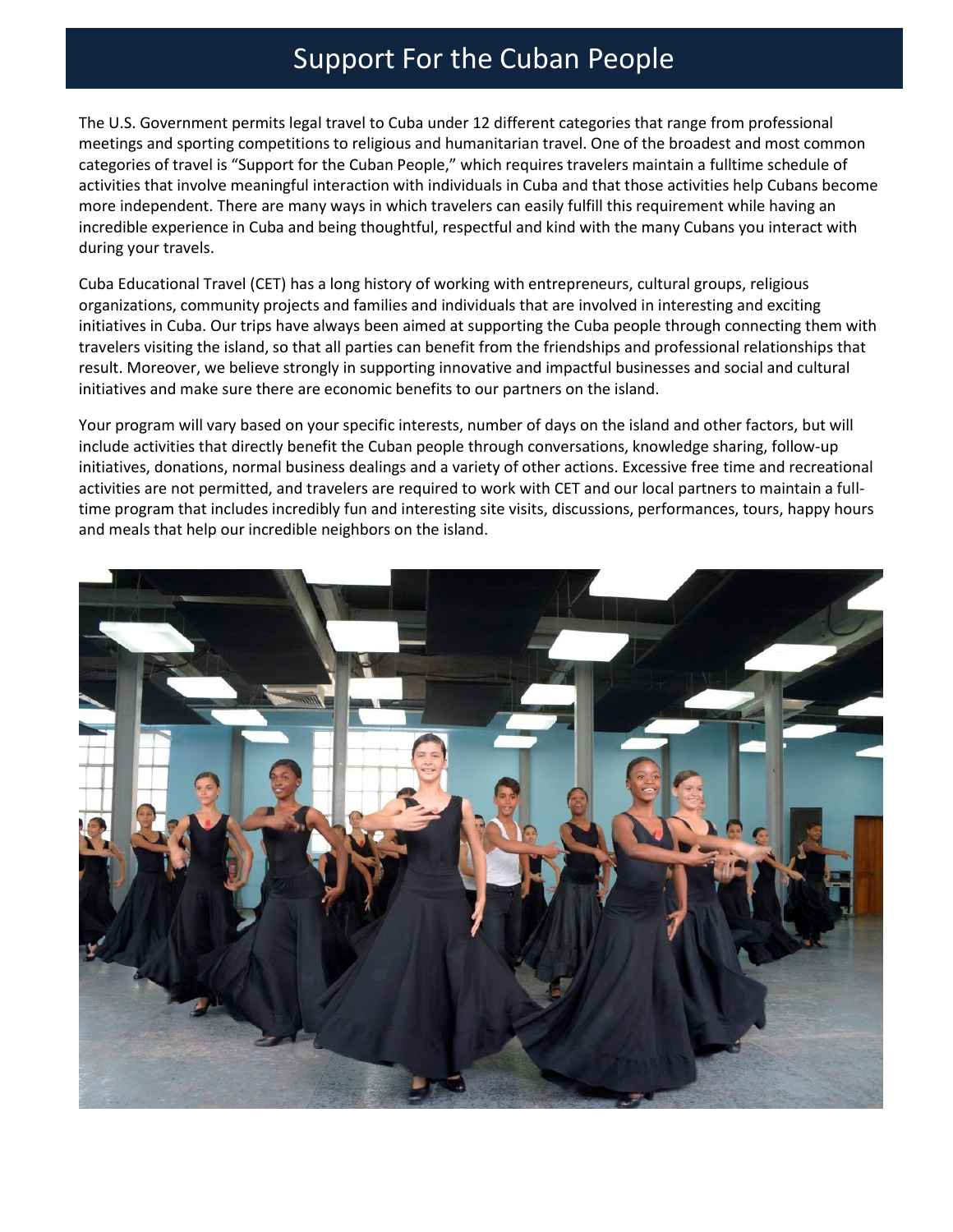# Support For the Cuban People

The U.S. Government permits legal travel to Cuba under 12 different categories that range from professional meetings and sporting competitions to religious and humanitarian travel. One of the broadest and most common categories of travel is "Support for the Cuban People," which requires travelers maintain a fulltime schedule of activities that involve meaningful interaction with individuals in Cuba and that those activities help Cubans become more independent. There are many ways in which travelers can easily fulfill this requirement while having an incredible experience in Cuba and being thoughtful, respectful and kind with the many Cubans you interact with during your travels.

Cuba Educational Travel (CET) has a long history of working with entrepreneurs, cultural groups, religious organizations, community projects and families and individuals that are involved in interesting and exciting initiatives in Cuba. Our trips have always been aimed at supporting the Cuba people through connecting them with travelers visiting the island, so that all parties can benefit from the friendships and professional relationships that result. Moreover, we believe strongly in supporting innovative and impactful businesses and social and cultural initiatives and make sure there are economic benefits to our partners on the island.

Your program will vary based on your specific interests, number of days on the island and other factors, but will include activities that directly benefit the Cuban people through conversations, knowledge sharing, follow-up initiatives, donations, normal business dealings and a variety of other actions. Excessive free time and recreational activities are not permitted, and travelers are required to work with CET and our local partners to maintain a full-time program that includes incredibly fun and interesting site visits, discussions, performances, tours, happy hours and meals that help our incredible neighbors on the island.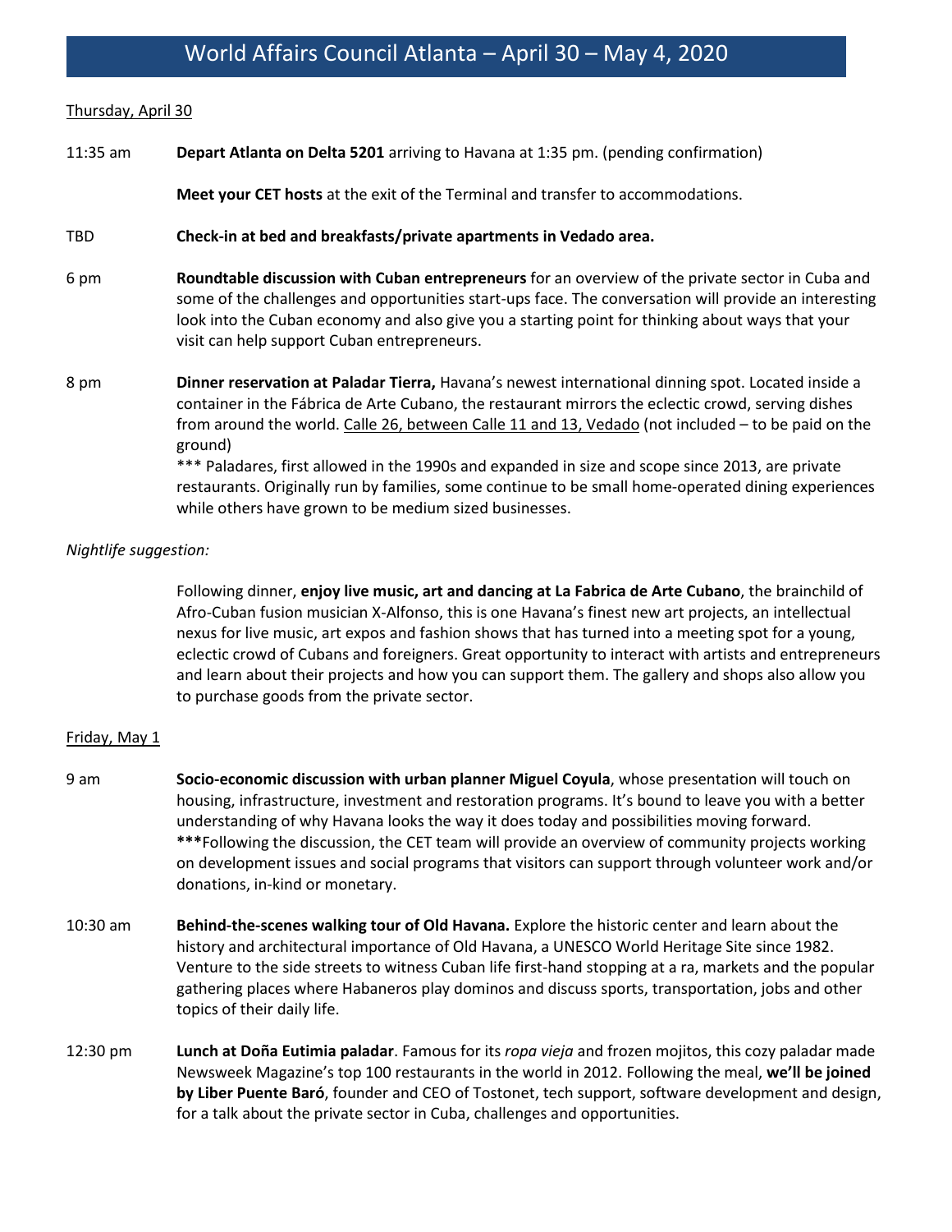# World Affairs Council Atlanta – April 30 – May 4, 2020

Thursday, April 30

11:35 am **Depart Atlanta on Delta 5201** arriving to Havana at 1:35 pm. (pending confirmation)

**Meet your CET hosts** at the exit of the Terminal and transfer to accommodations.

TBD **Check-in at bed and breakfasts/private apartments in Vedado area.**

6 pm **Roundtable discussion with Cuban entrepreneurs** for an overview of the private sector in Cuba and some of the challenges and opportunities start-ups face. The conversation will provide an interesting look into the Cuban economy and also give you a starting point for thinking about ways that your visit can help support Cuban entrepreneurs.

8 pm **Dinner reservation at Paladar Tierra,** Havana's newest international dinning spot. Located inside a container in the Fábrica de Arte Cubano, the restaurant mirrors the eclectic crowd, serving dishes from around the world. Calle 26, between Calle 11 and 13, Vedado (not included – to be paid on the ground)
*** Paladares, first allowed in the 1990s and expanded in size and scope since 2013, are private restaurants. Originally run by families, some continue to be small home-operated dining experiences while others have grown to be medium sized businesses.

*Nightlife suggestion:*

Following dinner, **enjoy live music, art and dancing at La Fabrica de Arte Cubano**, the brainchild of Afro-Cuban fusion musician X-Alfonso, this is one Havana's finest new art projects, an intellectual nexus for live music, art expos and fashion shows that has turned into a meeting spot for a young, eclectic crowd of Cubans and foreigners. Great opportunity to interact with artists and entrepreneurs and learn about their projects and how you can support them. The gallery and shops also allow you to purchase goods from the private sector.

Friday, May 1

9 am **Socio-economic discussion with urban planner Miguel Coyula**, whose presentation will touch on housing, infrastructure, investment and restoration programs. It's bound to leave you with a better understanding of why Havana looks the way it does today and possibilities moving forward.
*****Following the discussion, the CET team will provide an overview of community projects working on development issues and social programs that visitors can support through volunteer work and/or donations, in-kind or monetary.

10:30 am **Behind-the-scenes walking tour of Old Havana.** Explore the historic center and learn about the history and architectural importance of Old Havana, a UNESCO World Heritage Site since 1982. Venture to the side streets to witness Cuban life first-hand stopping at a ra, markets and the popular gathering places where Habaneros play dominos and discuss sports, transportation, jobs and other topics of their daily life.

12:30 pm **Lunch at Doña Eutimia paladar**. Famous for its *ropa vieja* and frozen mojitos, this cozy paladar made Newsweek Magazine's top 100 restaurants in the world in 2012. Following the meal, **we'll be joined by Liber Puente Baró**, founder and CEO of Tostonet, tech support, software development and design, for a talk about the private sector in Cuba, challenges and opportunities.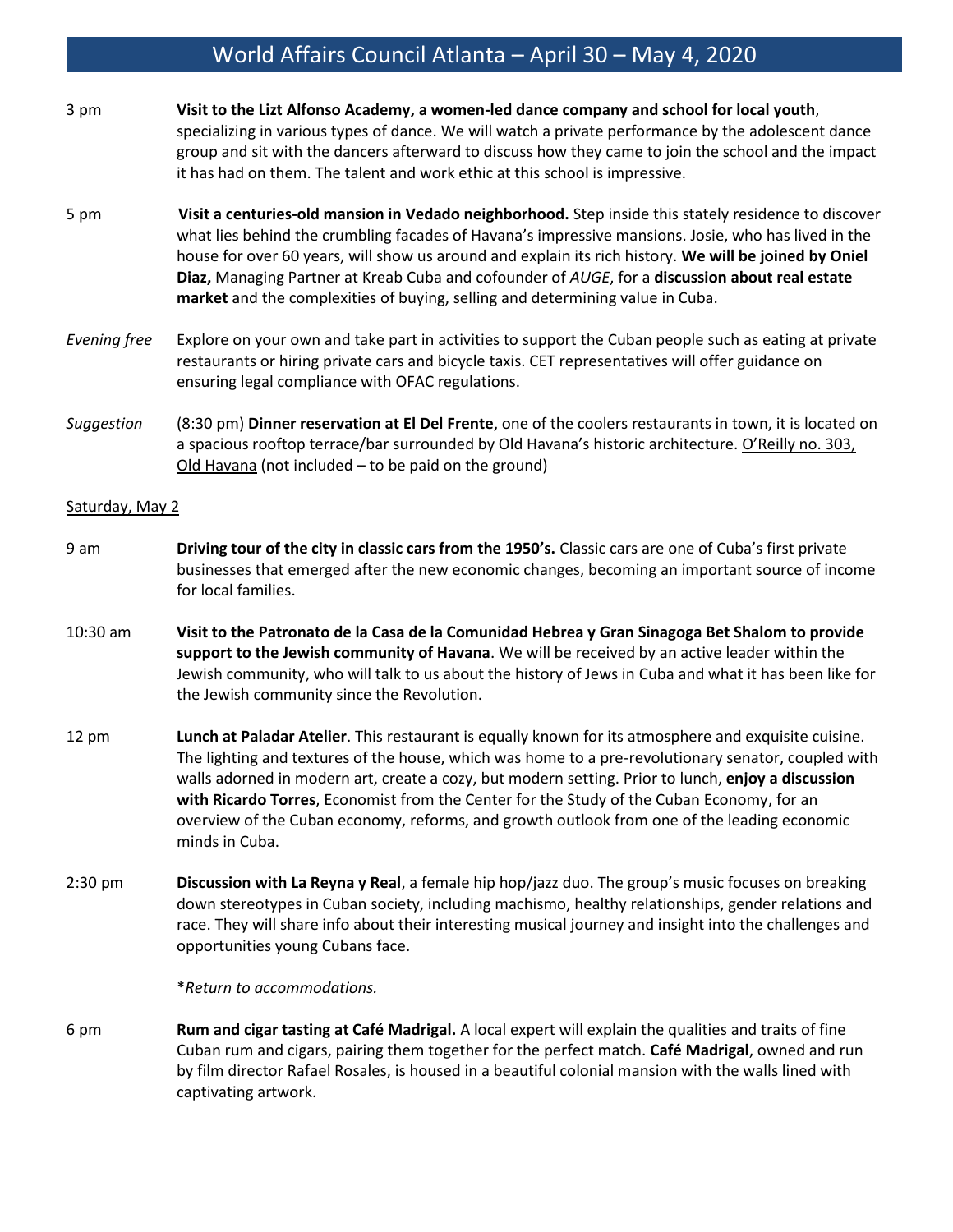3 pm **Visit to the Lizt Alfonso Academy, a women-led dance company and school for local youth**, specializing in various types of dance. We will watch a private performance by the adolescent dance group and sit with the dancers afterward to discuss how they came to join the school and the impact it has had on them. The talent and work ethic at this school is impressive.

5 pm **Visit a centuries-old mansion in Vedado neighborhood.** Step inside this stately residence to discover what lies behind the crumbling facades of Havana's impressive mansions. Josie, who has lived in the house for over 60 years, will show us around and explain its rich history. **We will be joined by Oniel Diaz,** Managing Partner at Kreab Cuba and cofounder of *AUGE*, for a **discussion about real estate market** and the complexities of buying, selling and determining value in Cuba.

*Evening free* Explore on your own and take part in activities to support the Cuban people such as eating at private restaurants or hiring private cars and bicycle taxis. CET representatives will offer guidance on ensuring legal compliance with OFAC regulations.

*Suggestion* (8:30 pm) **Dinner reservation at El Del Frente**, one of the coolers restaurants in town, it is located on a spacious rooftop terrace/bar surrounded by Old Havana's historic architecture. O'Reilly no. 303, Old Havana (not included – to be paid on the ground)

Saturday, May 2

9 am **Driving tour of the city in classic cars from the 1950's.** Classic cars are one of Cuba's first private businesses that emerged after the new economic changes, becoming an important source of income for local families.

10:30 am **Visit to the Patronato de la Casa de la Comunidad Hebrea y Gran Sinagoga Bet Shalom to provide support to the Jewish community of Havana**. We will be received by an active leader within the Jewish community, who will talk to us about the history of Jews in Cuba and what it has been like for the Jewish community since the Revolution.

12 pm **Lunch at Paladar Atelier**. This restaurant is equally known for its atmosphere and exquisite cuisine. The lighting and textures of the house, which was home to a pre-revolutionary senator, coupled with walls adorned in modern art, create a cozy, but modern setting. Prior to lunch, **enjoy a discussion with Ricardo Torres**, Economist from the Center for the Study of the Cuban Economy, for an overview of the Cuban economy, reforms, and growth outlook from one of the leading economic minds in Cuba.

2:30 pm **Discussion with La Reyna y Real**, a female hip hop/jazz duo. The group's music focuses on breaking down stereotypes in Cuban society, including machismo, healthy relationships, gender relations and race. They will share info about their interesting musical journey and insight into the challenges and opportunities young Cubans face.

*\*Return to accommodations.*

6 pm **Rum and cigar tasting at Café Madrigal.** A local expert will explain the qualities and traits of fine Cuban rum and cigars, pairing them together for the perfect match. **Café Madrigal**, owned and run by film director Rafael Rosales, is housed in a beautiful colonial mansion with the walls lined with captivating artwork.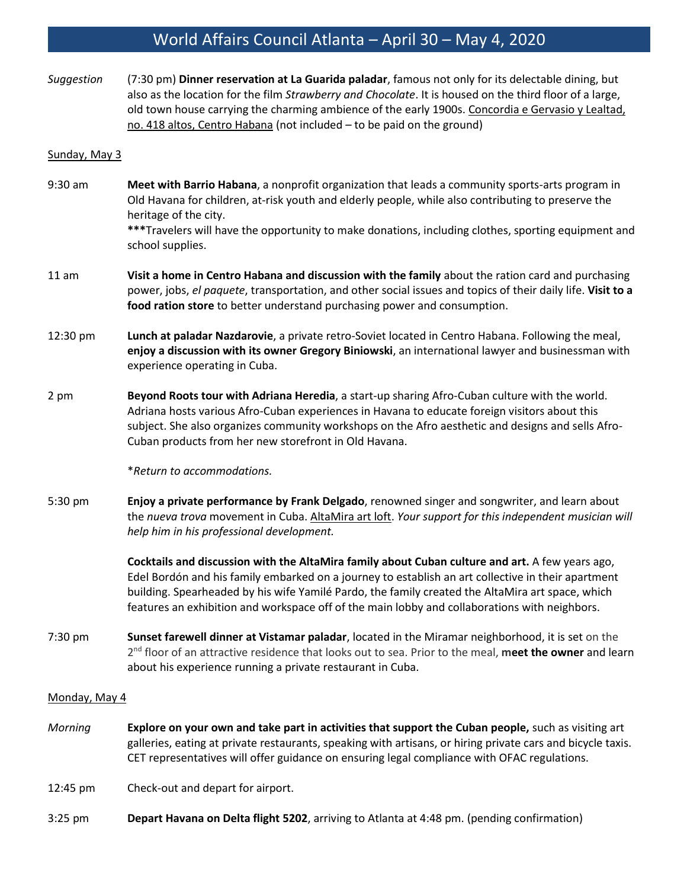*Suggestion* (7:30 pm) **Dinner reservation at La Guarida paladar**, famous not only for its delectable dining, but also as the location for the film *Strawberry and Chocolate*. It is housed on the third floor of a large, old town house carrying the charming ambience of the early 1900s. Concordia e Gervasio y Lealtad, no. 418 altos, Centro Habana (not included – to be paid on the ground)

Sunday, May 3

9:30 am **Meet with Barrio Habana**, a nonprofit organization that leads a community sports-arts program in Old Havana for children, at-risk youth and elderly people, while also contributing to preserve the heritage of the city.
**\*\*\***Travelers will have the opportunity to make donations, including clothes, sporting equipment and school supplies.

11 am **Visit a home in Centro Habana and discussion with the family** about the ration card and purchasing power, jobs, *el paquete*, transportation, and other social issues and topics of their daily life. **Visit to a food ration store** to better understand purchasing power and consumption.

12:30 pm **Lunch at paladar Nazdarovie**, a private retro-Soviet located in Centro Habana. Following the meal, **enjoy a discussion with its owner Gregory Biniowski**, an international lawyer and businessman with experience operating in Cuba.

2 pm **Beyond Roots tour with Adriana Heredia**, a start-up sharing Afro-Cuban culture with the world. Adriana hosts various Afro-Cuban experiences in Havana to educate foreign visitors about this subject. She also organizes community workshops on the Afro aesthetic and designs and sells Afro-Cuban products from her new storefront in Old Havana.

\**Return to accommodations.*

5:30 pm **Enjoy a private performance by Frank Delgado**, renowned singer and songwriter, and learn about the *nueva trova* movement in Cuba. AltaMira art loft. *Your support for this independent musician will help him in his professional development.*

**Cocktails and discussion with the AltaMira family about Cuban culture and art.** A few years ago, Edel Bordón and his family embarked on a journey to establish an art collective in their apartment building. Spearheaded by his wife Yamilé Pardo, the family created the AltaMira art space, which features an exhibition and workspace off of the main lobby and collaborations with neighbors.

7:30 pm **Sunset farewell dinner at Vistamar paladar**, located in the Miramar neighborhood, it is set on the 2nd floor of an attractive residence that looks out to sea. Prior to the meal, **meet the owner** and learn about his experience running a private restaurant in Cuba.

Monday, May 4

*Morning* **Explore on your own and take part in activities that support the Cuban people,** such as visiting art galleries, eating at private restaurants, speaking with artisans, or hiring private cars and bicycle taxis. CET representatives will offer guidance on ensuring legal compliance with OFAC regulations.

12:45 pm Check-out and depart for airport.

3:25 pm **Depart Havana on Delta flight 5202**, arriving to Atlanta at 4:48 pm. (pending confirmation)